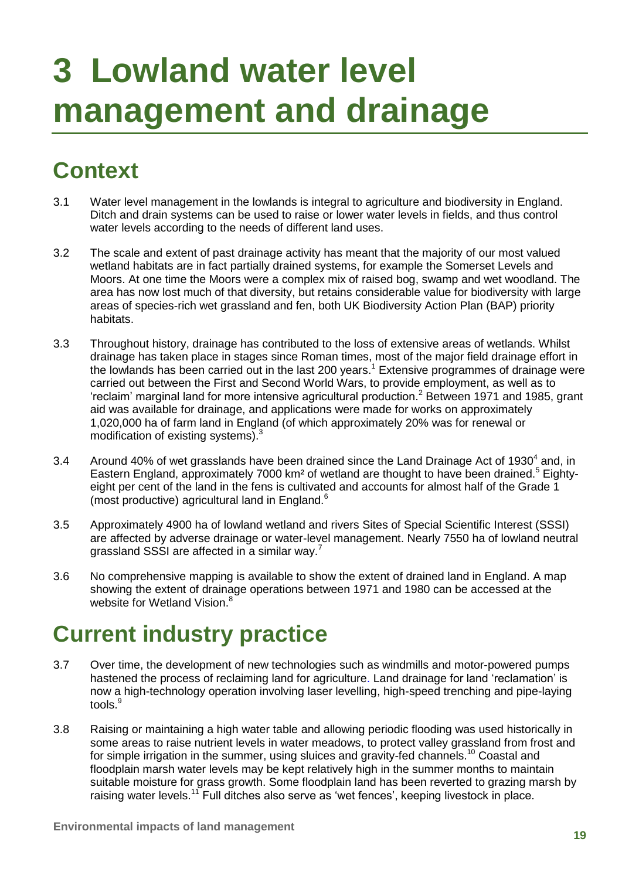# 3 Lowland water level management and drainage

## Context

3.1 Water level management in the lowlands is integral to agriculture and biodiversity in England. Ditch and drain systems can be used to raise or lower water levels in fields, and thus control water levels according to the needs of different land uses.

3.2 The scale and extent of past drainage activity has meant that the majority of our most valued wetland habitats are in fact partially drained systems, for example the Somerset Levels and Moors. At one time the Moors were a complex mix of raised bog, swamp and wet woodland. The area has now lost much of that diversity, but retains considerable value for biodiversity with large areas of species-rich wet grassland and fen, both UK Biodiversity Action Plan (BAP) priority habitats.

3.3 Throughout history, drainage has contributed to the loss of extensive areas of wetlands. Whilst drainage has taken place in stages since Roman times, most of the major field drainage effort in the lowlands has been carried out in the last 200 years.[1] Extensive programmes of drainage were carried out between the First and Second World Wars, to provide employment, as well as to 'reclaim' marginal land for more intensive agricultural production.[2] Between 1971 and 1985, grant aid was available for drainage, and applications were made for works on approximately 1,020,000 ha of farm land in England (of which approximately 20% was for renewal or modification of existing systems).[3]

3.4 Around 40% of wet grasslands have been drained since the Land Drainage Act of 1930[4] and, in Eastern England, approximately 7000 km² of wetland are thought to have been drained.[5] Eighty-eight per cent of the land in the fens is cultivated and accounts for almost half of the Grade 1 (most productive) agricultural land in England.[6]

3.5 Approximately 4900 ha of lowland wetland and rivers Sites of Special Scientific Interest (SSSI) are affected by adverse drainage or water-level management. Nearly 7550 ha of lowland neutral grassland SSSI are affected in a similar way.[7]

3.6 No comprehensive mapping is available to show the extent of drained land in England. A map showing the extent of drainage operations between 1971 and 1980 can be accessed at the website for Wetland Vision.[8]

## Current industry practice

3.7 Over time, the development of new technologies such as windmills and motor-powered pumps hastened the process of reclaiming land for agriculture. Land drainage for land 'reclamation' is now a high-technology operation involving laser levelling, high-speed trenching and pipe-laying tools.[9]

3.8 Raising or maintaining a high water table and allowing periodic flooding was used historically in some areas to raise nutrient levels in water meadows, to protect valley grassland from frost and for simple irrigation in the summer, using sluices and gravity-fed channels.[10] Coastal and floodplain marsh water levels may be kept relatively high in the summer months to maintain suitable moisture for grass growth. Some floodplain land has been reverted to grazing marsh by raising water levels.[11] Full ditches also serve as 'wet fences', keeping livestock in place.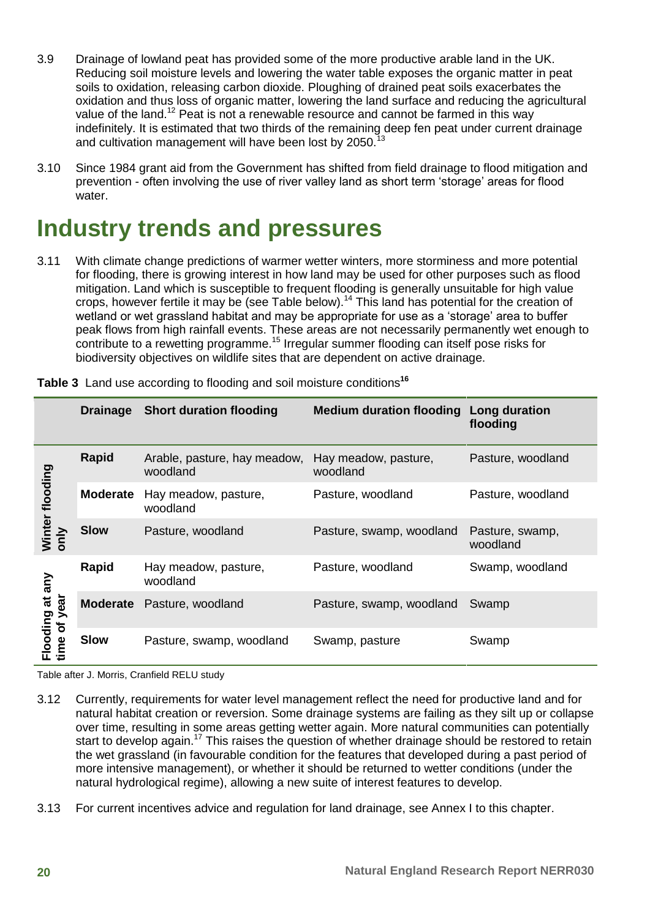3.9 Drainage of lowland peat has provided some of the more productive arable land in the UK. Reducing soil moisture levels and lowering the water table exposes the organic matter in peat soils to oxidation, releasing carbon dioxide. Ploughing of drained peat soils exacerbates the oxidation and thus loss of organic matter, lowering the land surface and reducing the agricultural value of the land.[12] Peat is not a renewable resource and cannot be farmed in this way indefinitely. It is estimated that two thirds of the remaining deep fen peat under current drainage and cultivation management will have been lost by 2050.[13]

3.10 Since 1984 grant aid from the Government has shifted from field drainage to flood mitigation and prevention - often involving the use of river valley land as short term 'storage' areas for flood water.

# Industry trends and pressures

3.11 With climate change predictions of warmer wetter winters, more storminess and more potential for flooding, there is growing interest in how land may be used for other purposes such as flood mitigation. Land which is susceptible to frequent flooding is generally unsuitable for high value crops, however fertile it may be (see Table below).[14] This land has potential for the creation of wetland or wet grassland habitat and may be appropriate for use as a 'storage' area to buffer peak flows from high rainfall events. These areas are not necessarily permanently wet enough to contribute to a rewetting programme.[15] Irregular summer flooding can itself pose risks for biodiversity objectives on wildlife sites that are dependent on active drainage.

**Table 3** Land use according to flooding and soil moisture conditions[16]

| | Drainage | Short duration flooding | Medium duration flooding | Long duration flooding |
|---|---|---|---|---|
| Winter flooding only | Rapid | Arable, pasture, hay meadow, woodland | Hay meadow, pasture, woodland | Pasture, woodland |
| | Moderate | Hay meadow, pasture, woodland | Pasture, woodland | Pasture, woodland |
| | Slow | Pasture, woodland | Pasture, swamp, woodland | Pasture, swamp, woodland |
| Flooding at any time of year | Rapid | Hay meadow, pasture, woodland | Pasture, woodland | Swamp, woodland |
| | Moderate | Pasture, woodland | Pasture, swamp, woodland | Swamp |
| | Slow | Pasture, swamp, woodland | Swamp, pasture | Swamp |

Table after J. Morris, Cranfield RELU study

3.12 Currently, requirements for water level management reflect the need for productive land and for natural habitat creation or reversion. Some drainage systems are failing as they silt up or collapse over time, resulting in some areas getting wetter again. More natural communities can potentially start to develop again.[17] This raises the question of whether drainage should be restored to retain the wet grassland (in favourable condition for the features that developed during a past period of more intensive management), or whether it should be returned to wetter conditions (under the natural hydrological regime), allowing a new suite of interest features to develop.

3.13 For current incentives advice and regulation for land drainage, see Annex I to this chapter.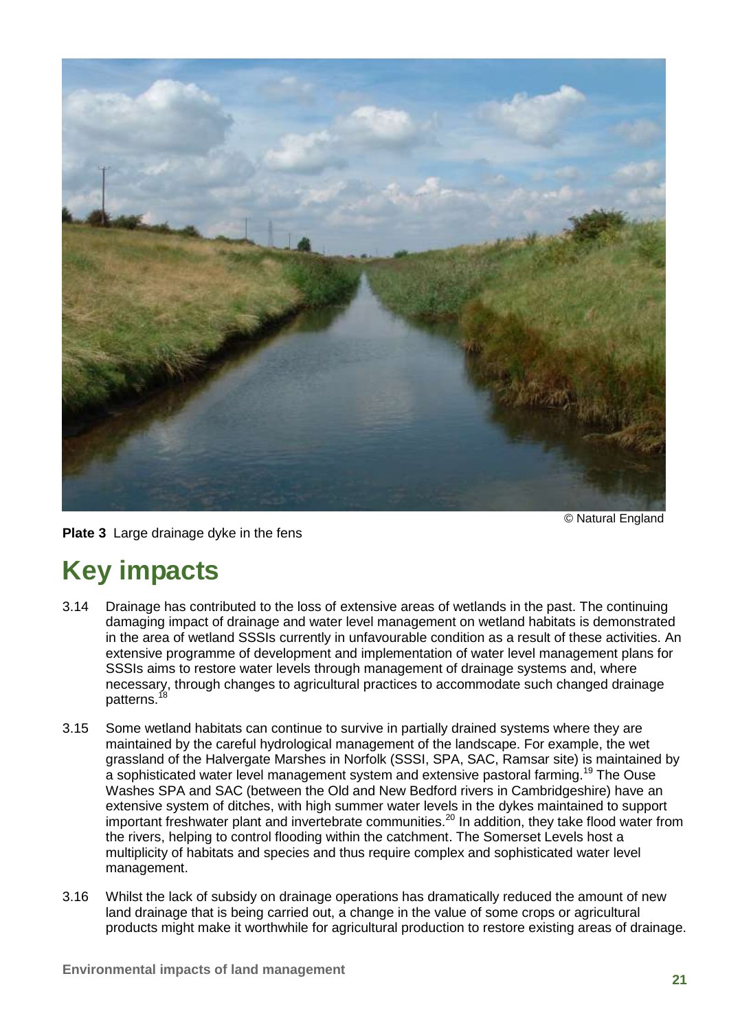© Natural England

**Plate 3** Large drainage dyke in the fens

# Key impacts

3.14 Drainage has contributed to the loss of extensive areas of wetlands in the past. The continuing damaging impact of drainage and water level management on wetland habitats is demonstrated in the area of wetland SSSIs currently in unfavourable condition as a result of these activities. An extensive programme of development and implementation of water level management plans for SSSIs aims to restore water levels through management of drainage systems and, where necessary, through changes to agricultural practices to accommodate such changed drainage patterns.[18]

3.15 Some wetland habitats can continue to survive in partially drained systems where they are maintained by the careful hydrological management of the landscape. For example, the wet grassland of the Halvergate Marshes in Norfolk (SSSI, SPA, SAC, Ramsar site) is maintained by a sophisticated water level management system and extensive pastoral farming.[19] The Ouse Washes SPA and SAC (between the Old and New Bedford rivers in Cambridgeshire) have an extensive system of ditches, with high summer water levels in the dykes maintained to support important freshwater plant and invertebrate communities.[20] In addition, they take flood water from the rivers, helping to control flooding within the catchment. The Somerset Levels host a multiplicity of habitats and species and thus require complex and sophisticated water level management.

3.16 Whilst the lack of subsidy on drainage operations has dramatically reduced the amount of new land drainage that is being carried out, a change in the value of some crops or agricultural products might make it worthwhile for agricultural production to restore existing areas of drainage.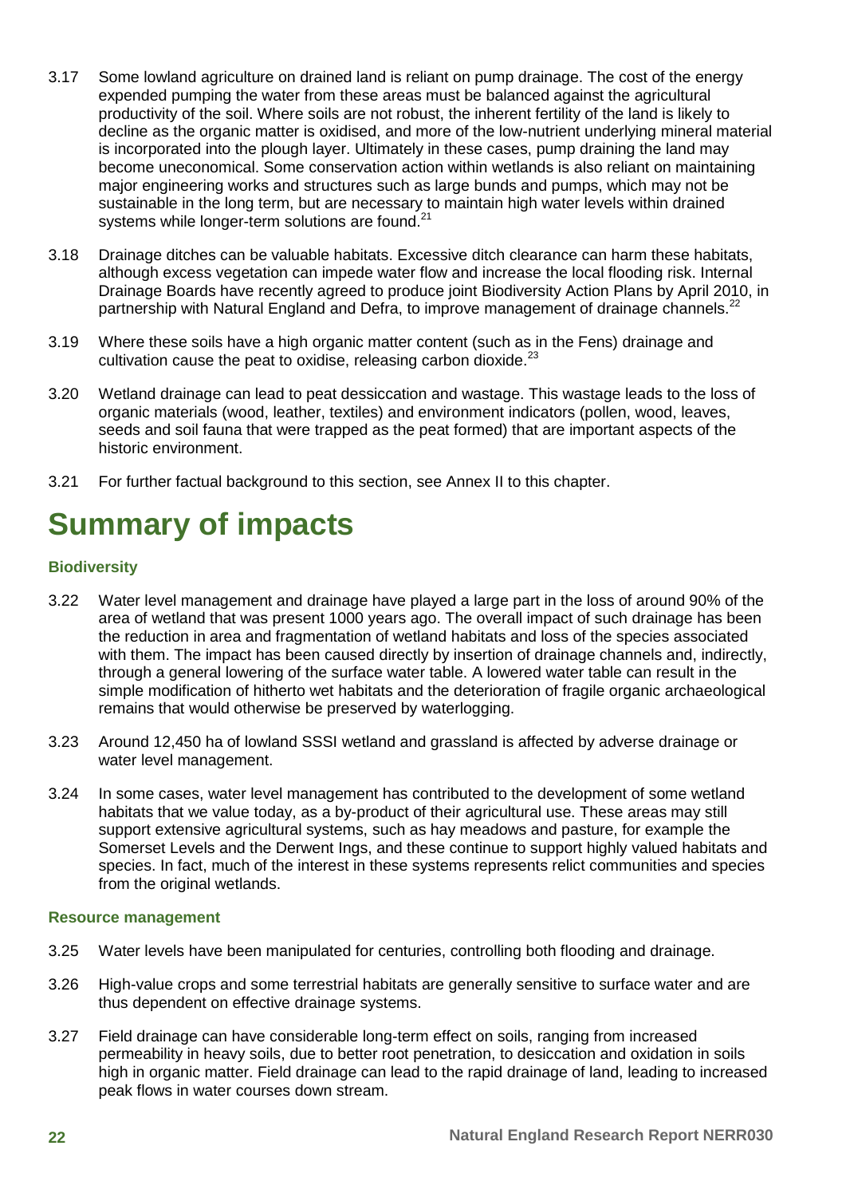3.17 Some lowland agriculture on drained land is reliant on pump drainage. The cost of the energy expended pumping the water from these areas must be balanced against the agricultural productivity of the soil. Where soils are not robust, the inherent fertility of the land is likely to decline as the organic matter is oxidised, and more of the low-nutrient underlying mineral material is incorporated into the plough layer. Ultimately in these cases, pump draining the land may become uneconomical. Some conservation action within wetlands is also reliant on maintaining major engineering works and structures such as large bunds and pumps, which may not be sustainable in the long term, but are necessary to maintain high water levels within drained systems while longer-term solutions are found.[21]

3.18 Drainage ditches can be valuable habitats. Excessive ditch clearance can harm these habitats, although excess vegetation can impede water flow and increase the local flooding risk. Internal Drainage Boards have recently agreed to produce joint Biodiversity Action Plans by April 2010, in partnership with Natural England and Defra, to improve management of drainage channels.[22]

3.19 Where these soils have a high organic matter content (such as in the Fens) drainage and cultivation cause the peat to oxidise, releasing carbon dioxide.[23]

3.20 Wetland drainage can lead to peat dessiccation and wastage. This wastage leads to the loss of organic materials (wood, leather, textiles) and environment indicators (pollen, wood, leaves, seeds and soil fauna that were trapped as the peat formed) that are important aspects of the historic environment.

3.21 For further factual background to this section, see Annex II to this chapter.

# Summary of impacts

### Biodiversity

3.22 Water level management and drainage have played a large part in the loss of around 90% of the area of wetland that was present 1000 years ago. The overall impact of such drainage has been the reduction in area and fragmentation of wetland habitats and loss of the species associated with them. The impact has been caused directly by insertion of drainage channels and, indirectly, through a general lowering of the surface water table. A lowered water table can result in the simple modification of hitherto wet habitats and the deterioration of fragile organic archaeological remains that would otherwise be preserved by waterlogging.

3.23 Around 12,450 ha of lowland SSSI wetland and grassland is affected by adverse drainage or water level management.

3.24 In some cases, water level management has contributed to the development of some wetland habitats that we value today, as a by-product of their agricultural use. These areas may still support extensive agricultural systems, such as hay meadows and pasture, for example the Somerset Levels and the Derwent Ings, and these continue to support highly valued habitats and species. In fact, much of the interest in these systems represents relict communities and species from the original wetlands.

### Resource management

3.25 Water levels have been manipulated for centuries, controlling both flooding and drainage.

3.26 High-value crops and some terrestrial habitats are generally sensitive to surface water and are thus dependent on effective drainage systems.

3.27 Field drainage can have considerable long-term effect on soils, ranging from increased permeability in heavy soils, due to better root penetration, to desiccation and oxidation in soils high in organic matter. Field drainage can lead to the rapid drainage of land, leading to increased peak flows in water courses down stream.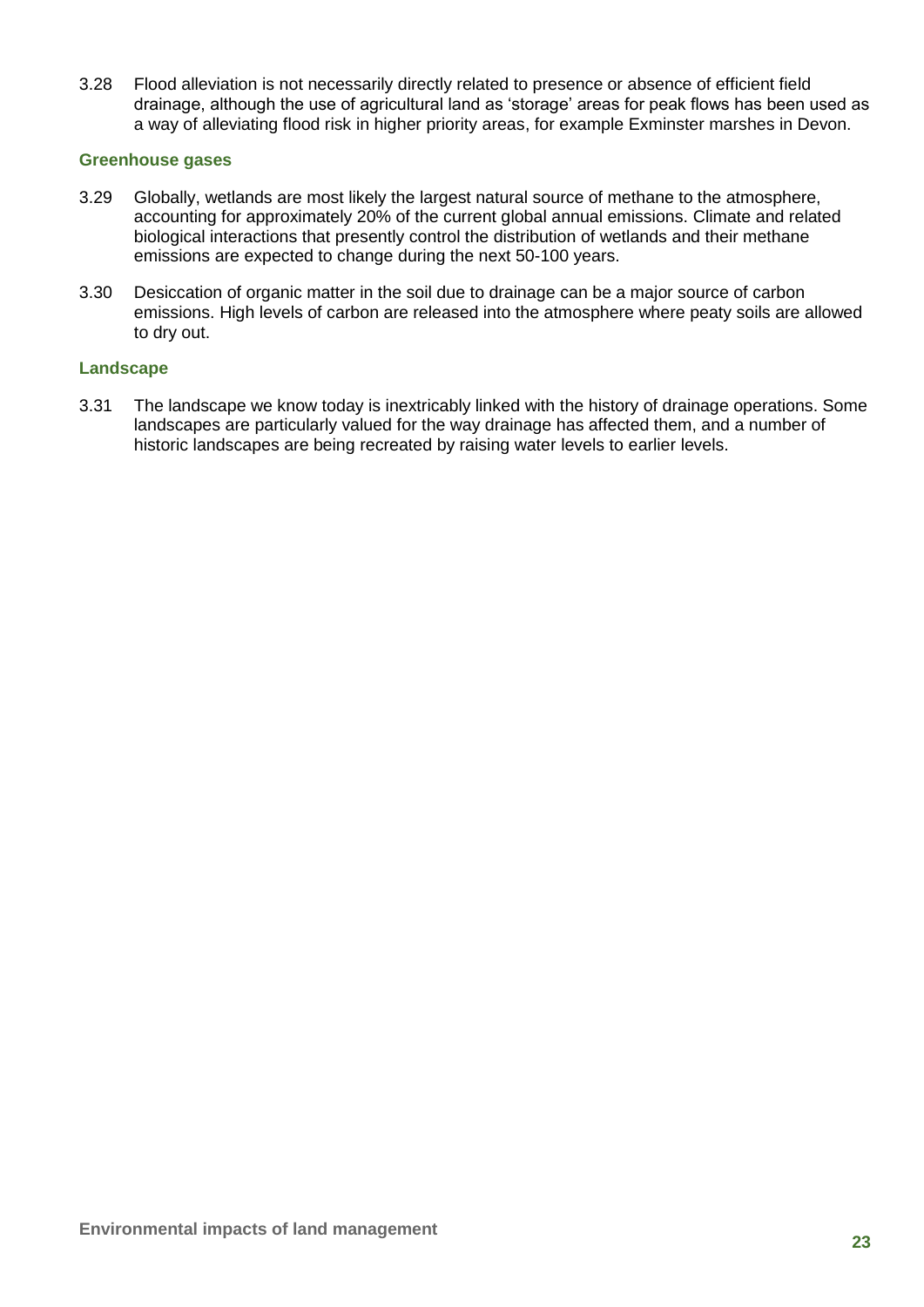3.28 Flood alleviation is not necessarily directly related to presence or absence of efficient field drainage, although the use of agricultural land as 'storage' areas for peak flows has been used as a way of alleviating flood risk in higher priority areas, for example Exminster marshes in Devon.

### Greenhouse gases

3.29 Globally, wetlands are most likely the largest natural source of methane to the atmosphere, accounting for approximately 20% of the current global annual emissions. Climate and related biological interactions that presently control the distribution of wetlands and their methane emissions are expected to change during the next 50-100 years.

3.30 Desiccation of organic matter in the soil due to drainage can be a major source of carbon emissions. High levels of carbon are released into the atmosphere where peaty soils are allowed to dry out.

### Landscape

3.31 The landscape we know today is inextricably linked with the history of drainage operations. Some landscapes are particularly valued for the way drainage has affected them, and a number of historic landscapes are being recreated by raising water levels to earlier levels.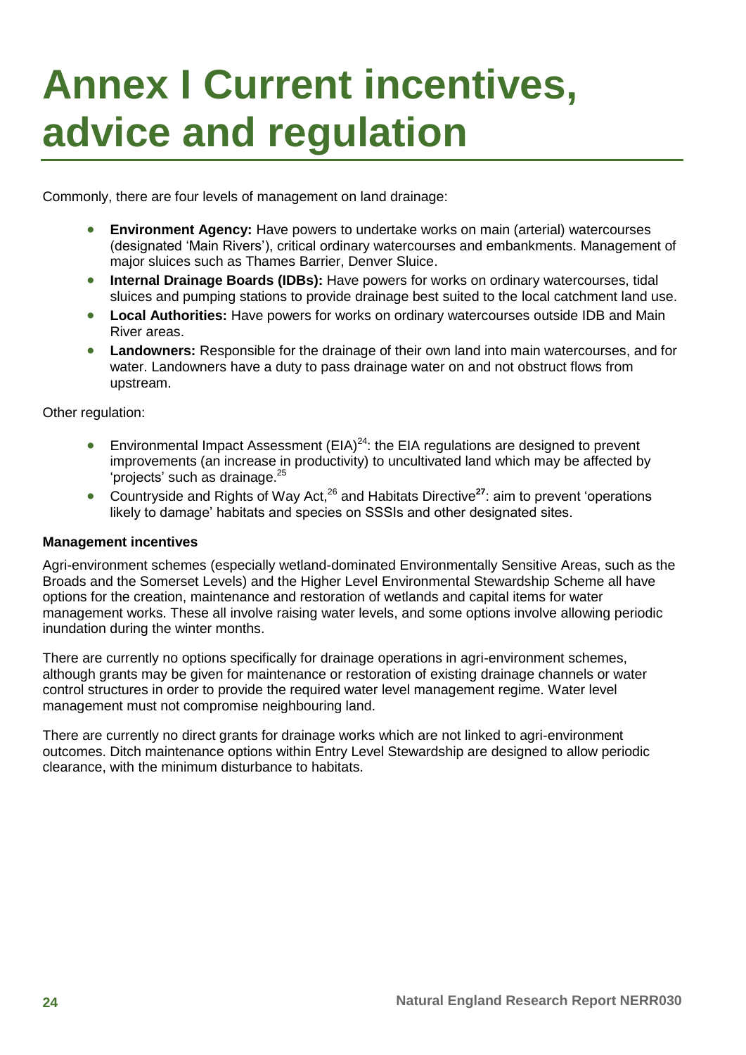# Annex I Current incentives, advice and regulation

Commonly, there are four levels of management on land drainage:

- **Environment Agency:** Have powers to undertake works on main (arterial) watercourses (designated 'Main Rivers'), critical ordinary watercourses and embankments. Management of major sluices such as Thames Barrier, Denver Sluice.
- **Internal Drainage Boards (IDBs):** Have powers for works on ordinary watercourses, tidal sluices and pumping stations to provide drainage best suited to the local catchment land use.
- **Local Authorities:** Have powers for works on ordinary watercourses outside IDB and Main River areas.
- **Landowners:** Responsible for the drainage of their own land into main watercourses, and for water. Landowners have a duty to pass drainage water on and not obstruct flows from upstream.

Other regulation:

- Environmental Impact Assessment (EIA)[24]: the EIA regulations are designed to prevent improvements (an increase in productivity) to uncultivated land which may be affected by 'projects' such as drainage.[25]
- Countryside and Rights of Way Act,[26] and Habitats Directive[27]: aim to prevent 'operations likely to damage' habitats and species on SSSIs and other designated sites.

**Management incentives**

Agri-environment schemes (especially wetland-dominated Environmentally Sensitive Areas, such as the Broads and the Somerset Levels) and the Higher Level Environmental Stewardship Scheme all have options for the creation, maintenance and restoration of wetlands and capital items for water management works. These all involve raising water levels, and some options involve allowing periodic inundation during the winter months.

There are currently no options specifically for drainage operations in agri-environment schemes, although grants may be given for maintenance or restoration of existing drainage channels or water control structures in order to provide the required water level management regime. Water level management must not compromise neighbouring land.

There are currently no direct grants for drainage works which are not linked to agri-environment outcomes. Ditch maintenance options within Entry Level Stewardship are designed to allow periodic clearance, with the minimum disturbance to habitats.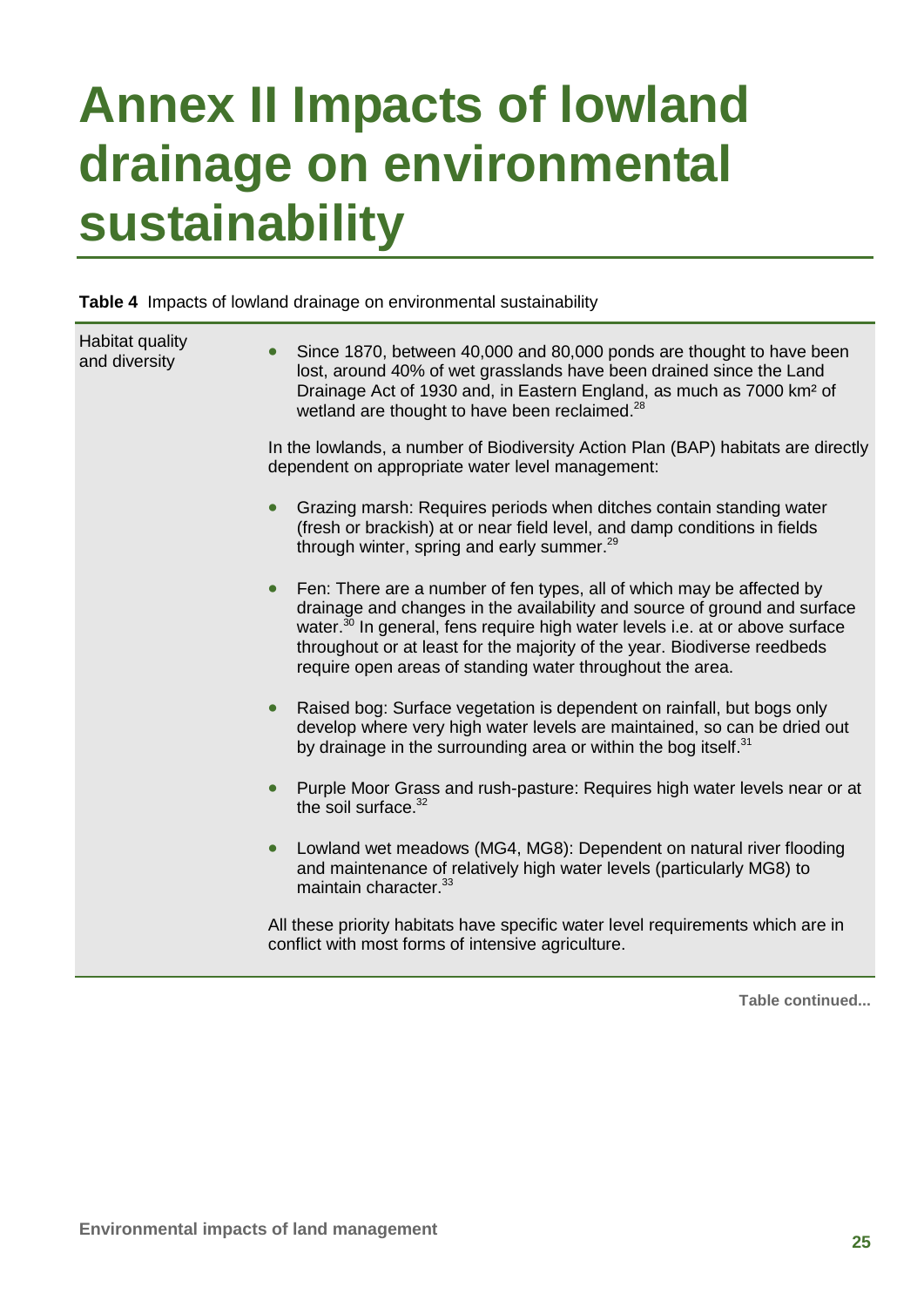# Annex II Impacts of lowland drainage on environmental sustainability

**Table 4** Impacts of lowland drainage on environmental sustainability

| | |
|---|---|
| Habitat quality and diversity | • Since 1870, between 40,000 and 80,000 ponds are thought to have been lost, around 40% of wet grasslands have been drained since the Land Drainage Act of 1930 and, in Eastern England, as much as 7000 km² of wetland are thought to have been reclaimed.[28]<br><br>In the lowlands, a number of Biodiversity Action Plan (BAP) habitats are directly dependent on appropriate water level management:<br><br>• Grazing marsh: Requires periods when ditches contain standing water (fresh or brackish) at or near field level, and damp conditions in fields through winter, spring and early summer.[29]<br><br>• Fen: There are a number of fen types, all of which may be affected by drainage and changes in the availability and source of ground and surface water.[30] In general, fens require high water levels i.e. at or above surface throughout or at least for the majority of the year. Biodiverse reedbeds require open areas of standing water throughout the area.<br><br>• Raised bog: Surface vegetation is dependent on rainfall, but bogs only develop where very high water levels are maintained, so can be dried out by drainage in the surrounding area or within the bog itself.[31]<br><br>• Purple Moor Grass and rush-pasture: Requires high water levels near or at the soil surface.[32]<br><br>• Lowland wet meadows (MG4, MG8): Dependent on natural river flooding and maintenance of relatively high water levels (particularly MG8) to maintain character.[33]<br><br>All these priority habitats have specific water level requirements which are in conflict with most forms of intensive agriculture. |

**Table continued...**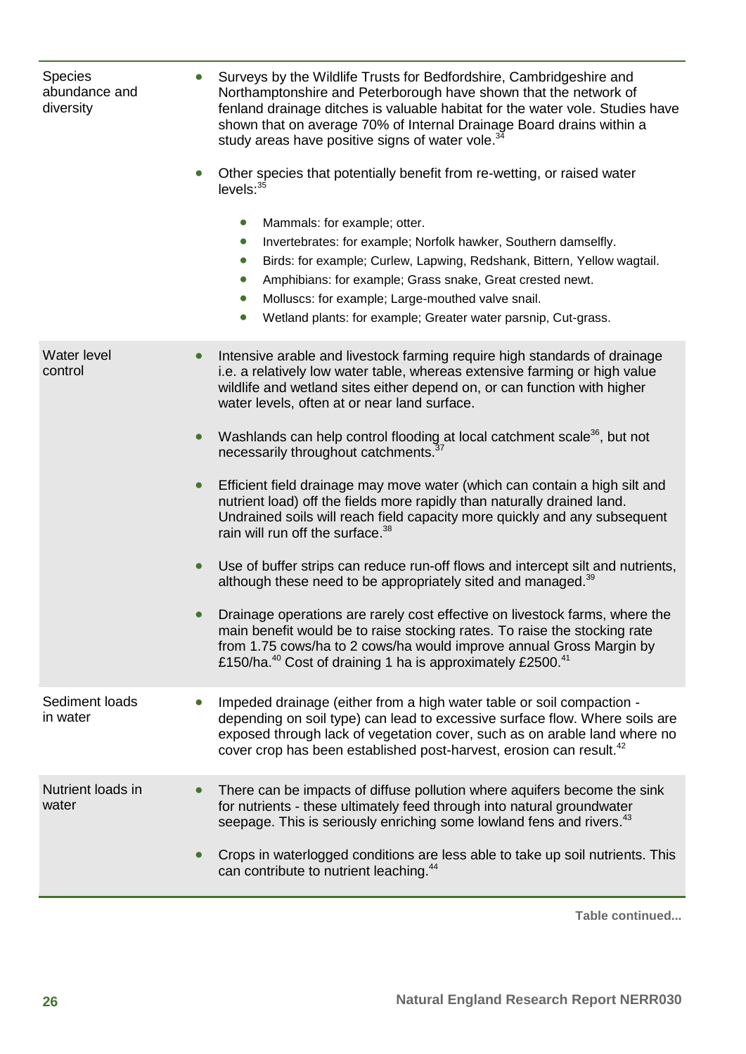| | |
|---|---|
| Species abundance and diversity | • Surveys by the Wildlife Trusts for Bedfordshire, Cambridgeshire and Northamptonshire and Peterborough have shown that the network of fenland drainage ditches is valuable habitat for the water vole. Studies have shown that on average 70% of Internal Drainage Board drains within a study areas have positive signs of water vole.[34]<br><br>• Other species that potentially benefit from re-wetting, or raised water levels:[35]<br>  • Mammals: for example; otter.<br>  • Invertebrates: for example; Norfolk hawker, Southern damselfly.<br>  • Birds: for example; Curlew, Lapwing, Redshank, Bittern, Yellow wagtail.<br>  • Amphibians: for example; Grass snake, Great crested newt.<br>  • Molluscs: for example; Large-mouthed valve snail.<br>  • Wetland plants: for example; Greater water parsnip, Cut-grass. |
| Water level control | • Intensive arable and livestock farming require high standards of drainage i.e. a relatively low water table, whereas extensive farming or high value wildlife and wetland sites either depend on, or can function with higher water levels, often at or near land surface.<br><br>• Washlands can help control flooding at local catchment scale[36], but not necessarily throughout catchments.[37]<br><br>• Efficient field drainage may move water (which can contain a high silt and nutrient load) off the fields more rapidly than naturally drained land. Undrained soils will reach field capacity more quickly and any subsequent rain will run off the surface.[38]<br><br>• Use of buffer strips can reduce run-off flows and intercept silt and nutrients, although these need to be appropriately sited and managed.[39]<br><br>• Drainage operations are rarely cost effective on livestock farms, where the main benefit would be to raise stocking rates. To raise the stocking rate from 1.75 cows/ha to 2 cows/ha would improve annual Gross Margin by £150/ha.[40] Cost of draining 1 ha is approximately £2500.[41] |
| Sediment loads in water | • Impeded drainage (either from a high water table or soil compaction - depending on soil type) can lead to excessive surface flow. Where soils are exposed through lack of vegetation cover, such as on arable land where no cover crop has been established post-harvest, erosion can result.[42] |
| Nutrient loads in water | • There can be impacts of diffuse pollution where aquifers become the sink for nutrients - these ultimately feed through into natural groundwater seepage. This is seriously enriching some lowland fens and rivers.[43]<br><br>• Crops in waterlogged conditions are less able to take up soil nutrients. This can contribute to nutrient leaching.[44] |

Table continued...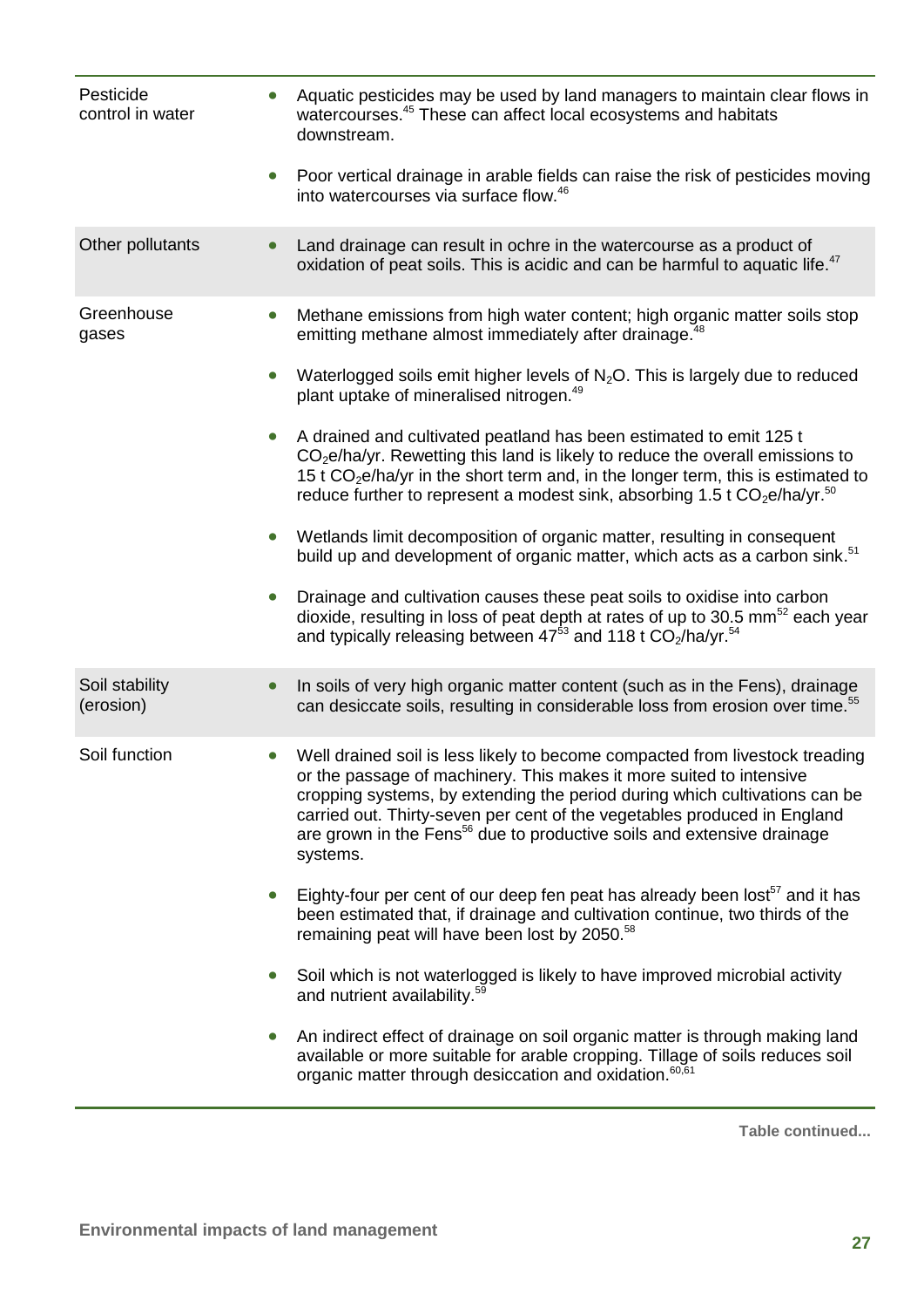| | |
|---|---|
| Pesticide control in water | • Aquatic pesticides may be used by land managers to maintain clear flows in watercourses.[45] These can affect local ecosystems and habitats downstream.<br>• Poor vertical drainage in arable fields can raise the risk of pesticides moving into watercourses via surface flow.[46] |
| Other pollutants | • Land drainage can result in ochre in the watercourse as a product of oxidation of peat soils. This is acidic and can be harmful to aquatic life.[47] |
| Greenhouse gases | • Methane emissions from high water content; high organic matter soils stop emitting methane almost immediately after drainage.[48]<br>• Waterlogged soils emit higher levels of $N_2O$. This is largely due to reduced plant uptake of mineralised nitrogen.[49]<br>• A drained and cultivated peatland has been estimated to emit 125 t $CO_2$e/ha/yr. Rewetting this land is likely to reduce the overall emissions to 15 t $CO_2$e/ha/yr in the short term and, in the longer term, this is estimated to reduce further to represent a modest sink, absorbing 1.5 t $CO_2$e/ha/yr.[50]<br>• Wetlands limit decomposition of organic matter, resulting in consequent build up and development of organic matter, which acts as a carbon sink.[51]<br>• Drainage and cultivation causes these peat soils to oxidise into carbon dioxide, resulting in loss of peat depth at rates of up to 30.5 mm[52] each year and typically releasing between 47[53] and 118 t $CO_2$/ha/yr.[54] |
| Soil stability (erosion) | • In soils of very high organic matter content (such as in the Fens), drainage can desiccate soils, resulting in considerable loss from erosion over time.[55] |
| Soil function | • Well drained soil is less likely to become compacted from livestock treading or the passage of machinery. This makes it more suited to intensive cropping systems, by extending the period during which cultivations can be carried out. Thirty-seven per cent of the vegetables produced in England are grown in the Fens[56] due to productive soils and extensive drainage systems.<br>• Eighty-four per cent of our deep fen peat has already been lost[57] and it has been estimated that, if drainage and cultivation continue, two thirds of the remaining peat will have been lost by 2050.[58]<br>• Soil which is not waterlogged is likely to have improved microbial activity and nutrient availability.[59]<br>• An indirect effect of drainage on soil organic matter is through making land available or more suitable for arable cropping. Tillage of soils reduces soil organic matter through desiccation and oxidation.[60,61] |

Table continued...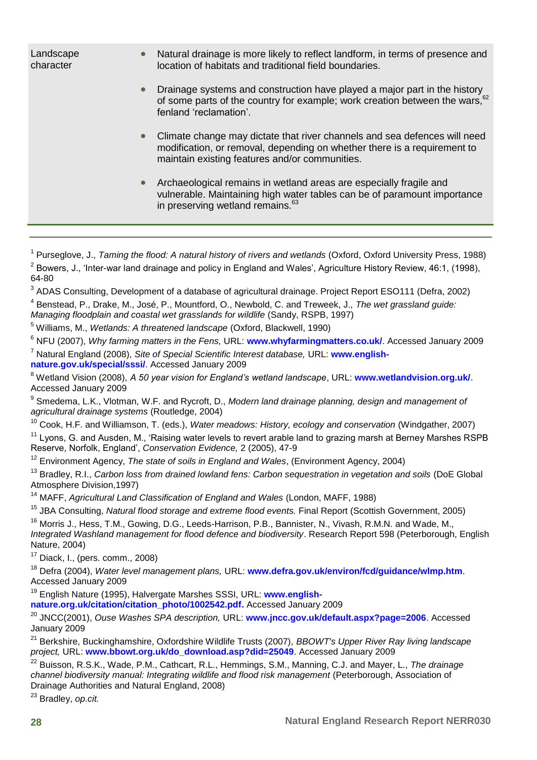| Landscape character | • Natural drainage is more likely to reflect landform, in terms of presence and location of habitats and traditional field boundaries.<br><br>• Drainage systems and construction have played a major part in the history of some parts of the country for example; work creation between the wars,[62] fenland 'reclamation'.<br><br>• Climate change may dictate that river channels and sea defences will need modification, or removal, depending on whether there is a requirement to maintain existing features and/or communities.<br><br>• Archaeological remains in wetland areas are especially fragile and vulnerable. Maintaining high water tables can be of paramount importance in preserving wetland remains.[63] |
|---|---|

---

[1] Purseglove, J., *Taming the flood: A natural history of rivers and wetlands* (Oxford, Oxford University Press, 1988)

[2] Bowers, J., 'Inter-war land drainage and policy in England and Wales', Agriculture History Review, 46:1, (1998), 64-80

[3] ADAS Consulting, Development of a database of agricultural drainage. Project Report ESO111 (Defra, 2002)

[4] Benstead, P., Drake, M., José, P., Mountford, O., Newbold, C. and Treweek, J., *The wet grassland guide: Managing floodplain and coastal wet grasslands for wildlife* (Sandy, RSPB, 1997)

[5] Williams, M., *Wetlands: A threatened landscape* (Oxford, Blackwell, 1990)

[6] NFU (2007), *Why farming matters in the Fens,* URL: **www.whyfarmingmatters.co.uk/**. Accessed January 2009

[7] Natural England (2008), *Site of Special Scientific Interest database,* URL: **www.english-nature.gov.uk/special/sssi/**. Accessed January 2009

[8] Wetland Vision (2008), *A 50 year vision for England's wetland landscape*, URL: **www.wetlandvision.org.uk/**. Accessed January 2009

[9] Smedema, L.K., Vlotman, W.F. and Rycroft, D., *Modern land drainage planning, design and management of agricultural drainage systems* (Routledge, 2004)

[10] Cook, H.F. and Williamson, T. (eds.), *Water meadows: History, ecology and conservation* (Windgather, 2007)

[11] Lyons, G. and Ausden, M., 'Raising water levels to revert arable land to grazing marsh at Berney Marshes RSPB Reserve, Norfolk, England', *Conservation Evidence,* 2 (2005), 47-9

[12] Environment Agency, *The state of soils in England and Wales*, (Environment Agency, 2004)

[13] Bradley, R.I., *Carbon loss from drained lowland fens: Carbon sequestration in vegetation and soils* (DoE Global Atmosphere Division,1997)

[14] MAFF, *Agricultural Land Classification of England and Wales* (London, MAFF, 1988)

[15] JBA Consulting, *Natural flood storage and extreme flood events.* Final Report (Scottish Government, 2005)

[16] Morris J., Hess, T.M., Gowing, D.G., Leeds-Harrison, P.B., Bannister, N., Vivash, R.M.N. and Wade, M., *Integrated Washland management for flood defence and biodiversity*. Research Report 598 (Peterborough, English Nature, 2004)

[17] Diack, I., (pers. comm., 2008)

[18] Defra (2004), *Water level management plans,* URL: **www.defra.gov.uk/environ/fcd/guidance/wlmp.htm**. Accessed January 2009

[19] English Nature (1995), Halvergate Marshes SSSI, URL: **www.english-nature.org.uk/citation/citation_photo/1002542.pdf.** Accessed January 2009

[20] JNCC(2001), *Ouse Washes SPA description,* URL: **www.jncc.gov.uk/default.aspx?page=2006**. Accessed January 2009

[21] Berkshire, Buckinghamshire, Oxfordshire Wildlife Trusts (2007), *BBOWT's Upper River Ray living landscape project,* URL: **www.bbowt.org.uk/do_download.asp?did=25049**. Accessed January 2009

[22] Buisson, R.S.K., Wade, P.M., Cathcart, R.L., Hemmings, S.M., Manning, C.J. and Mayer, L., *The drainage channel biodiversity manual: Integrating wildlife and flood risk management* (Peterborough, Association of Drainage Authorities and Natural England, 2008)

[23] Bradley, *op.cit.*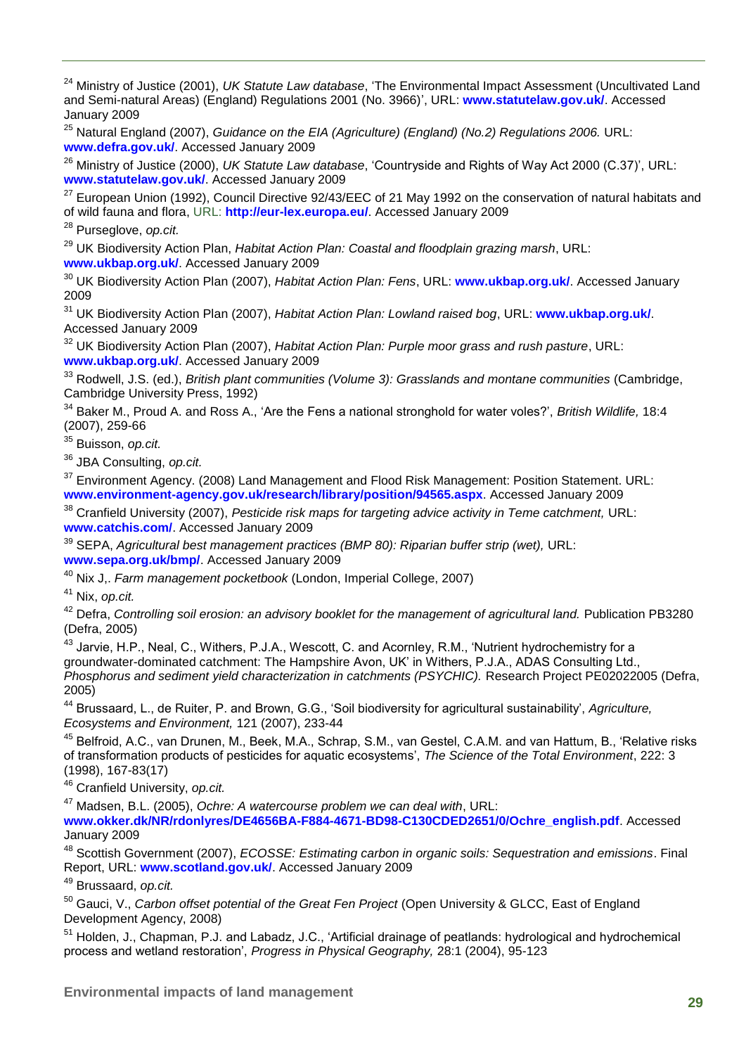[24] Ministry of Justice (2001), *UK Statute Law database*, 'The Environmental Impact Assessment (Uncultivated Land and Semi-natural Areas) (England) Regulations 2001 (No. 3966)', URL: **www.statutelaw.gov.uk/**. Accessed January 2009

[25] Natural England (2007), *Guidance on the EIA (Agriculture) (England) (No.2) Regulations 2006.* URL: **www.defra.gov.uk/**. Accessed January 2009

[26] Ministry of Justice (2000), *UK Statute Law database*, 'Countryside and Rights of Way Act 2000 (C.37)', URL: **www.statutelaw.gov.uk/**. Accessed January 2009

[27] European Union (1992), Council Directive 92/43/EEC of 21 May 1992 on the conservation of natural habitats and of wild fauna and flora, URL: **http://eur-lex.europa.eu/**. Accessed January 2009

[28] Purseglove, *op.cit.*

[29] UK Biodiversity Action Plan, *Habitat Action Plan: Coastal and floodplain grazing marsh*, URL: **www.ukbap.org.uk/**. Accessed January 2009

[30] UK Biodiversity Action Plan (2007), *Habitat Action Plan: Fens*, URL: **www.ukbap.org.uk/**. Accessed January 2009

[31] UK Biodiversity Action Plan (2007), *Habitat Action Plan: Lowland raised bog*, URL: **www.ukbap.org.uk/**. Accessed January 2009

[32] UK Biodiversity Action Plan (2007), *Habitat Action Plan: Purple moor grass and rush pasture*, URL: **www.ukbap.org.uk/**. Accessed January 2009

[33] Rodwell, J.S. (ed.), *British plant communities (Volume 3): Grasslands and montane communities* (Cambridge, Cambridge University Press, 1992)

[34] Baker M., Proud A. and Ross A., 'Are the Fens a national stronghold for water voles?', *British Wildlife,* 18:4 (2007), 259-66

[35] Buisson, *op.cit.*

[36] JBA Consulting, *op.cit.*

[37] Environment Agency. (2008) Land Management and Flood Risk Management: Position Statement. URL: **www.environment-agency.gov.uk/research/library/position/94565.aspx**. Accessed January 2009

[38] Cranfield University (2007), *Pesticide risk maps for targeting advice activity in Teme catchment,* URL: **www.catchis.com/**. Accessed January 2009

[39] SEPA, *Agricultural best management practices (BMP 80): Riparian buffer strip (wet),* URL: **www.sepa.org.uk/bmp/**. Accessed January 2009

[40] Nix J,. *Farm management pocketbook* (London, Imperial College, 2007)

[41] Nix, *op.cit.*

[42] Defra, *Controlling soil erosion: an advisory booklet for the management of agricultural land.* Publication PB3280 (Defra, 2005)

[43] Jarvie, H.P., Neal, C., Withers, P.J.A., Wescott, C. and Acornley, R.M., 'Nutrient hydrochemistry for a groundwater-dominated catchment: The Hampshire Avon, UK' in Withers, P.J.A., ADAS Consulting Ltd., *Phosphorus and sediment yield characterization in catchments (PSYCHIC).* Research Project PE02022005 (Defra, 2005)

[44] Brussaard, L., de Ruiter, P. and Brown, G.G., 'Soil biodiversity for agricultural sustainability', *Agriculture, Ecosystems and Environment,* 121 (2007), 233-44

[45] Belfroid, A.C., van Drunen, M., Beek, M.A., Schrap, S.M., van Gestel, C.A.M. and van Hattum, B., 'Relative risks of transformation products of pesticides for aquatic ecosystems', *The Science of the Total Environment*, 222: 3 (1998), 167-83(17)

[46] Cranfield University, *op.cit.*

[47] Madsen, B.L. (2005), *Ochre: A watercourse problem we can deal with*, URL: **www.okker.dk/NR/rdonlyres/DE4656BA-F884-4671-BD98-C130CDED2651/0/Ochre_english.pdf**. Accessed January 2009

[48] Scottish Government (2007), *ECOSSE: Estimating carbon in organic soils: Sequestration and emissions*. Final Report, URL: **www.scotland.gov.uk/**. Accessed January 2009

[49] Brussaard, *op.cit.*

[50] Gauci, V., *Carbon offset potential of the Great Fen Project* (Open University & GLCC, East of England Development Agency, 2008)

[51] Holden, J., Chapman, P.J. and Labadz, J.C., 'Artificial drainage of peatlands: hydrological and hydrochemical process and wetland restoration', *Progress in Physical Geography,* 28:1 (2004), 95-123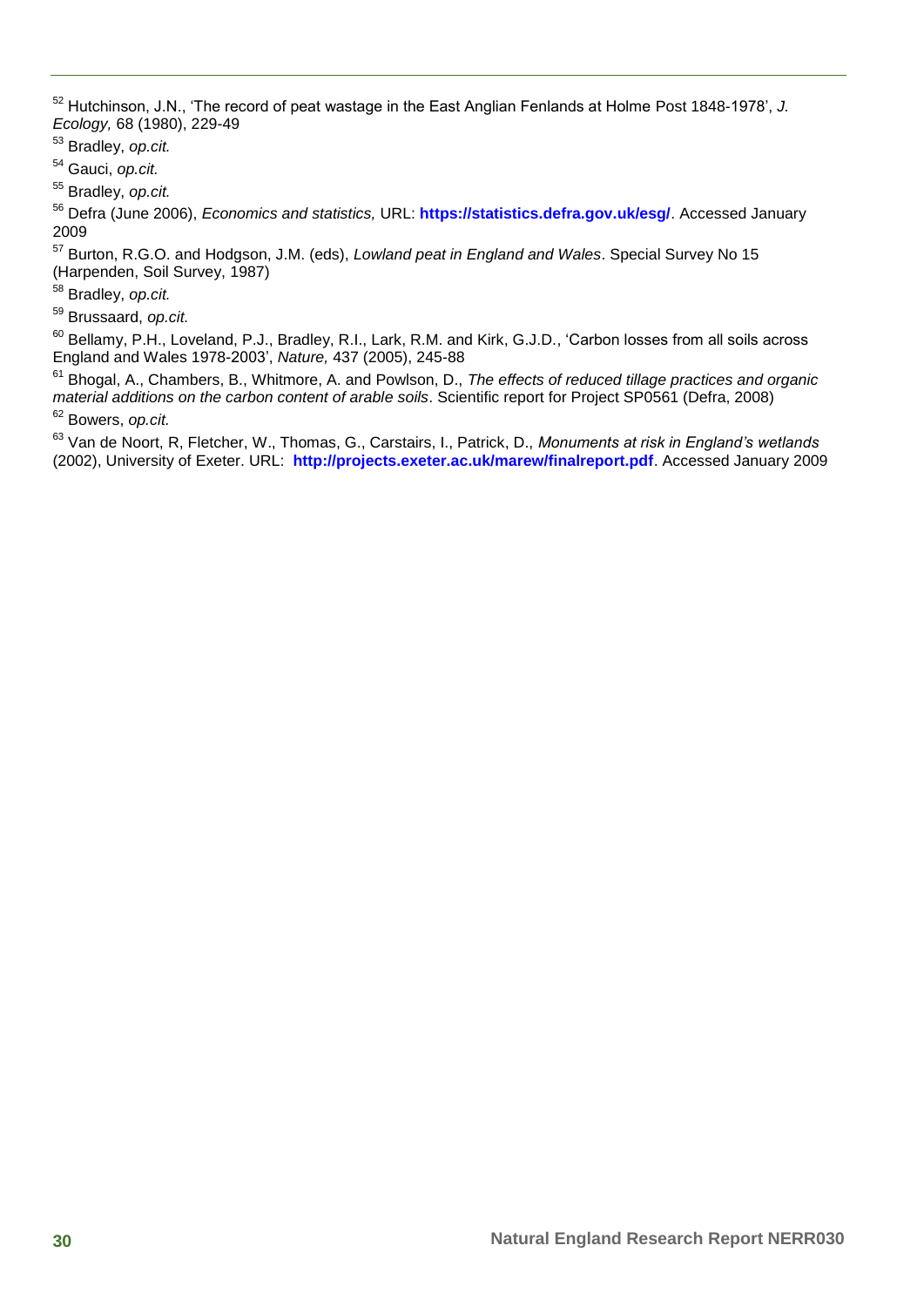[52] Hutchinson, J.N., 'The record of peat wastage in the East Anglian Fenlands at Holme Post 1848-1978', *J. Ecology,* 68 (1980), 229-49

[53] Bradley, *op.cit.*

[54] Gauci, *op.cit.*

[55] Bradley, *op.cit.*

[56] Defra (June 2006), *Economics and statistics,* URL: **https://statistics.defra.gov.uk/esg/**. Accessed January 2009

[57] Burton, R.G.O. and Hodgson, J.M. (eds), *Lowland peat in England and Wales*. Special Survey No 15 (Harpenden, Soil Survey, 1987)

[58] Bradley, *op.cit.*

[59] Brussaard, *op.cit.*

[60] Bellamy, P.H., Loveland, P.J., Bradley, R.I., Lark, R.M. and Kirk, G.J.D., 'Carbon losses from all soils across England and Wales 1978-2003', *Nature,* 437 (2005), 245-88

[61] Bhogal, A., Chambers, B., Whitmore, A. and Powlson, D., *The effects of reduced tillage practices and organic material additions on the carbon content of arable soils*. Scientific report for Project SP0561 (Defra, 2008)

[62] Bowers, *op.cit.*

[63] Van de Noort, R, Fletcher, W., Thomas, G., Carstairs, I., Patrick, D., *Monuments at risk in England's wetlands* (2002), University of Exeter. URL: **http://projects.exeter.ac.uk/marew/finalreport.pdf**. Accessed January 2009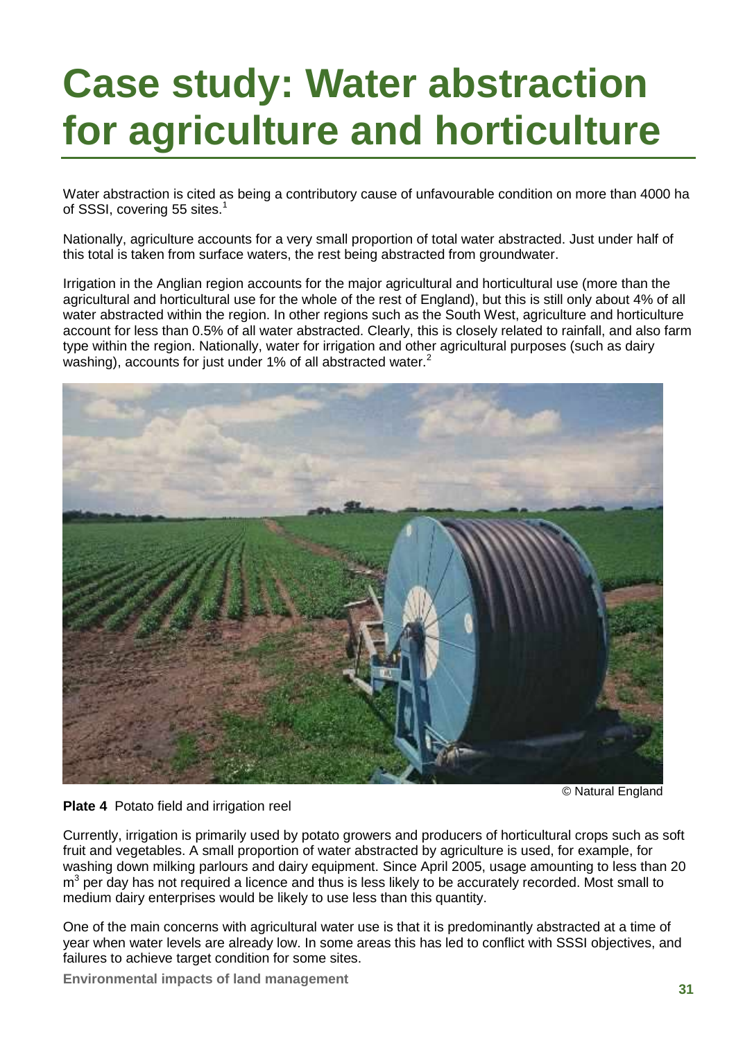# Case study: Water abstraction for agriculture and horticulture

Water abstraction is cited as being a contributory cause of unfavourable condition on more than 4000 ha of SSSI, covering 55 sites.[1]

Nationally, agriculture accounts for a very small proportion of total water abstracted. Just under half of this total is taken from surface waters, the rest being abstracted from groundwater.

Irrigation in the Anglian region accounts for the major agricultural and horticultural use (more than the agricultural and horticultural use for the whole of the rest of England), but this is still only about 4% of all water abstracted within the region. In other regions such as the South West, agriculture and horticulture account for less than 0.5% of all water abstracted. Clearly, this is closely related to rainfall, and also farm type within the region. Nationally, water for irrigation and other agricultural purposes (such as dairy washing), accounts for just under 1% of all abstracted water.[2]

© Natural England

**Plate 4** Potato field and irrigation reel

Currently, irrigation is primarily used by potato growers and producers of horticultural crops such as soft fruit and vegetables. A small proportion of water abstracted by agriculture is used, for example, for washing down milking parlours and dairy equipment. Since April 2005, usage amounting to less than 20 $m^3$ per day has not required a licence and thus is less likely to be accurately recorded. Most small to medium dairy enterprises would be likely to use less than this quantity.

One of the main concerns with agricultural water use is that it is predominantly abstracted at a time of year when water levels are already low. In some areas this has led to conflict with SSSI objectives, and failures to achieve target condition for some sites.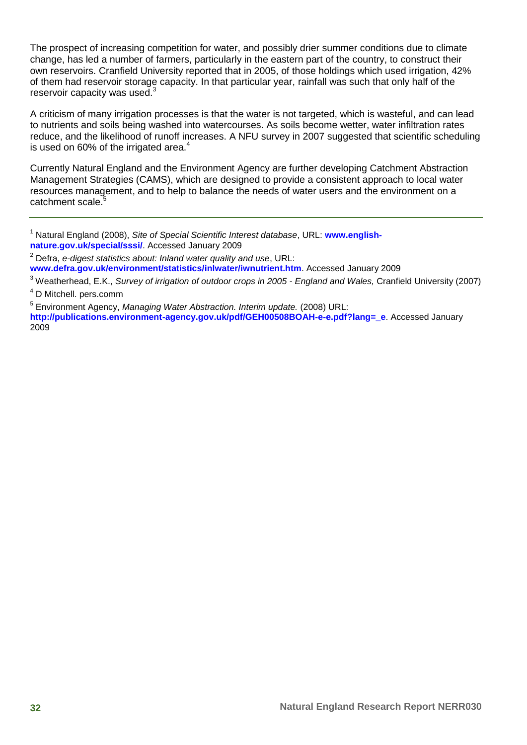The prospect of increasing competition for water, and possibly drier summer conditions due to climate change, has led a number of farmers, particularly in the eastern part of the country, to construct their own reservoirs. Cranfield University reported that in 2005, of those holdings which used irrigation, 42% of them had reservoir storage capacity. In that particular year, rainfall was such that only half of the reservoir capacity was used.[3]

A criticism of many irrigation processes is that the water is not targeted, which is wasteful, and can lead to nutrients and soils being washed into watercourses. As soils become wetter, water infiltration rates reduce, and the likelihood of runoff increases. A NFU survey in 2007 suggested that scientific scheduling is used on 60% of the irrigated area.[4]

Currently Natural England and the Environment Agency are further developing Catchment Abstraction Management Strategies (CAMS), which are designed to provide a consistent approach to local water resources management, and to help to balance the needs of water users and the environment on a catchment scale.[5]

---

[1] Natural England (2008), *Site of Special Scientific Interest database*, URL: **www.english-nature.gov.uk/special/sssi/**. Accessed January 2009

[2] Defra, *e-digest statistics about: Inland water quality and use*, URL: **www.defra.gov.uk/environment/statistics/inlwater/iwnutrient.htm**. Accessed January 2009

[3] Weatherhead, E.K., *Survey of irrigation of outdoor crops in 2005 - England and Wales,* Cranfield University (2007)

[4] D Mitchell. pers.comm

[5] Environment Agency, *Managing Water Abstraction. Interim update.* (2008) URL: **http://publications.environment-agency.gov.uk/pdf/GEH00508BOAH-e-e.pdf?lang=_e**. Accessed January 2009